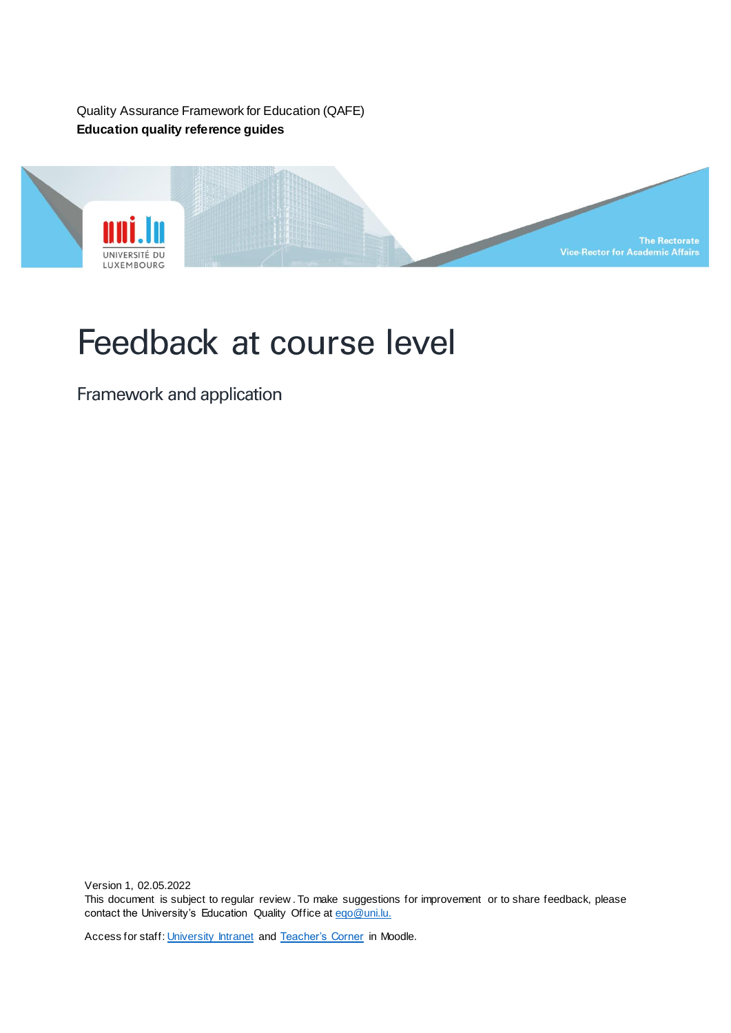Quality Assurance Framework for Education (QAFE)

**Education quality reference guides**

The Rectorate
Vice-Rector for Academic Affairs

# Feedback at course level

## Framework and application

Version 1, 02.05.2022

This document is subject to regular review. To make suggestions for improvement or to share feedback, please contact the University's Education Quality Office at eqo@uni.lu.

Access for staff: University Intranet and Teacher's Corner in Moodle.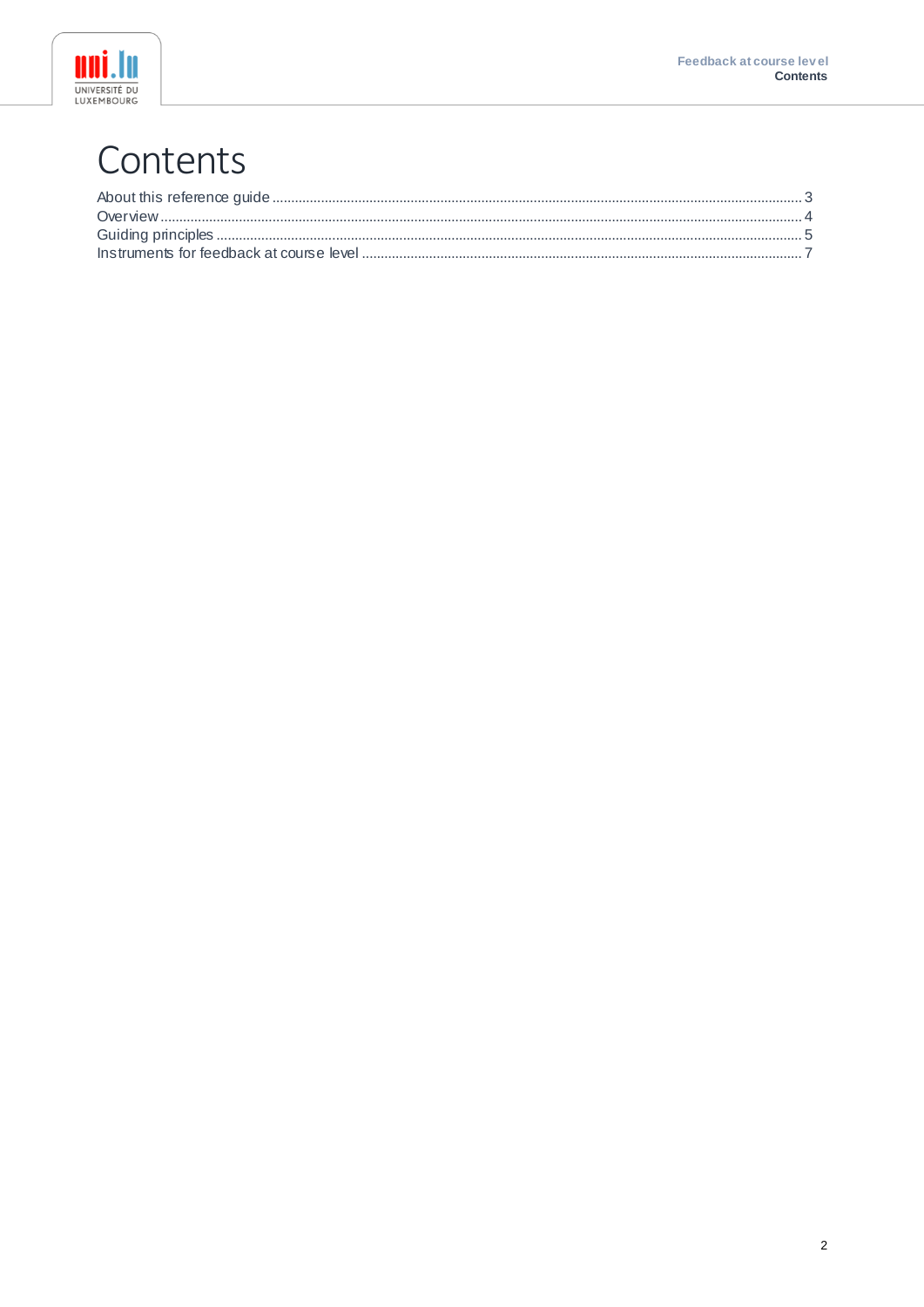# Contents

About this reference guide .......... 3
Overview .......... 4
Guiding principles .......... 5
Instruments for feedback at course level .......... 7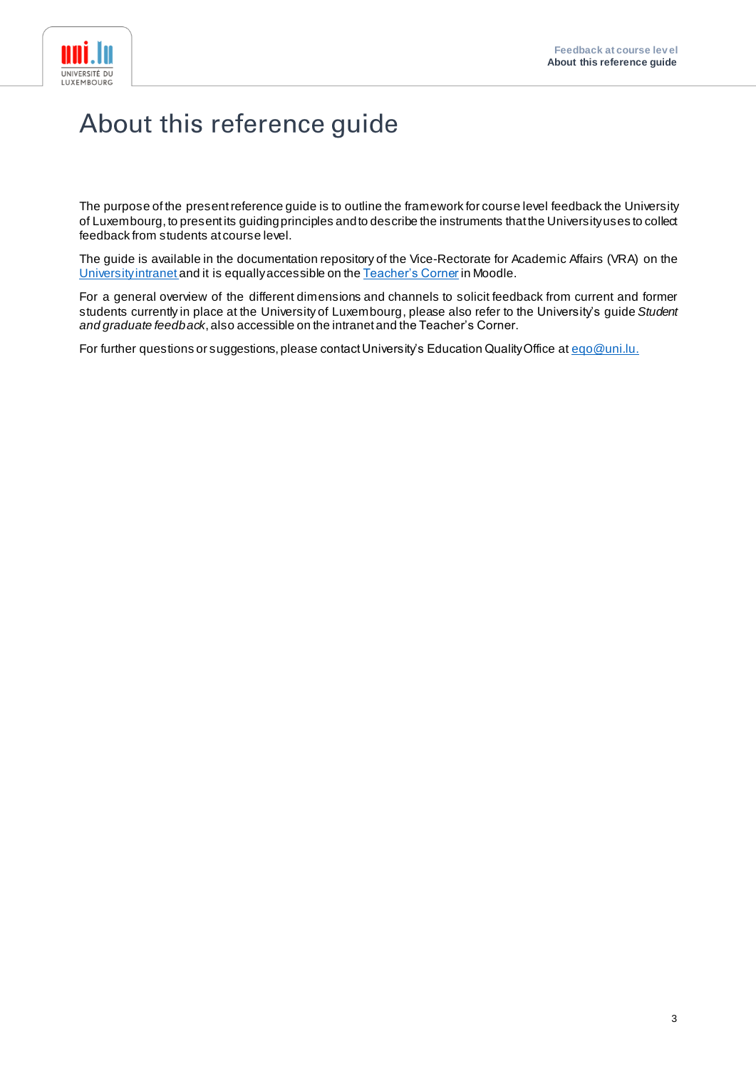# About this reference guide

The purpose of the present reference guide is to outline the framework for course level feedback the University of Luxembourg, to present its guiding principles and to describe the instruments that the University uses to collect feedback from students at course level.

The guide is available in the documentation repository of the Vice-Rectorate for Academic Affairs (VRA) on the University intranet and it is equally accessible on the Teacher's Corner in Moodle.

For a general overview of the different dimensions and channels to solicit feedback from current and former students currently in place at the University of Luxembourg, please also refer to the University's guide *Student and graduate feedback*, also accessible on the intranet and the Teacher's Corner.

For further questions or suggestions, please contact University's Education Quality Office at eqo@uni.lu.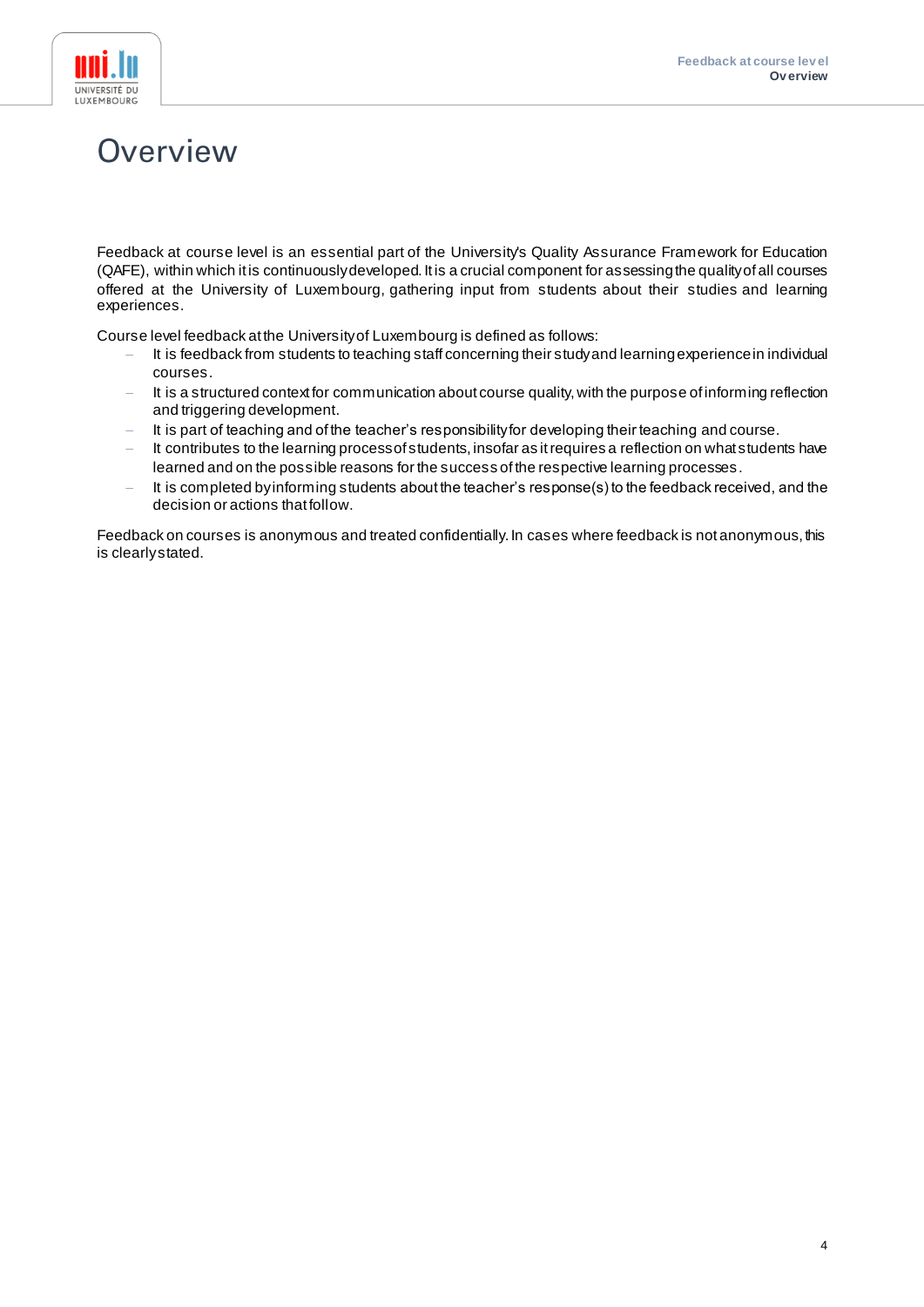# Overview

Feedback at course level is an essential part of the University's Quality Assurance Framework for Education (QAFE), within which it is continuously developed. It is a crucial component for assessing the quality of all courses offered at the University of Luxembourg, gathering input from students about their studies and learning experiences.

Course level feedback at the University of Luxembourg is defined as follows:

- It is feedback from students to teaching staff concerning their study and learning experience in individual courses.
- It is a structured context for communication about course quality, with the purpose of informing reflection and triggering development.
- It is part of teaching and of the teacher's responsibility for developing their teaching and course.
- It contributes to the learning process of students, insofar as it requires a reflection on what students have learned and on the possible reasons for the success of the respective learning processes.
- It is completed by informing students about the teacher's response(s) to the feedback received, and the decision or actions that follow.

Feedback on courses is anonymous and treated confidentially. In cases where feedback is not anonymous, this is clearly stated.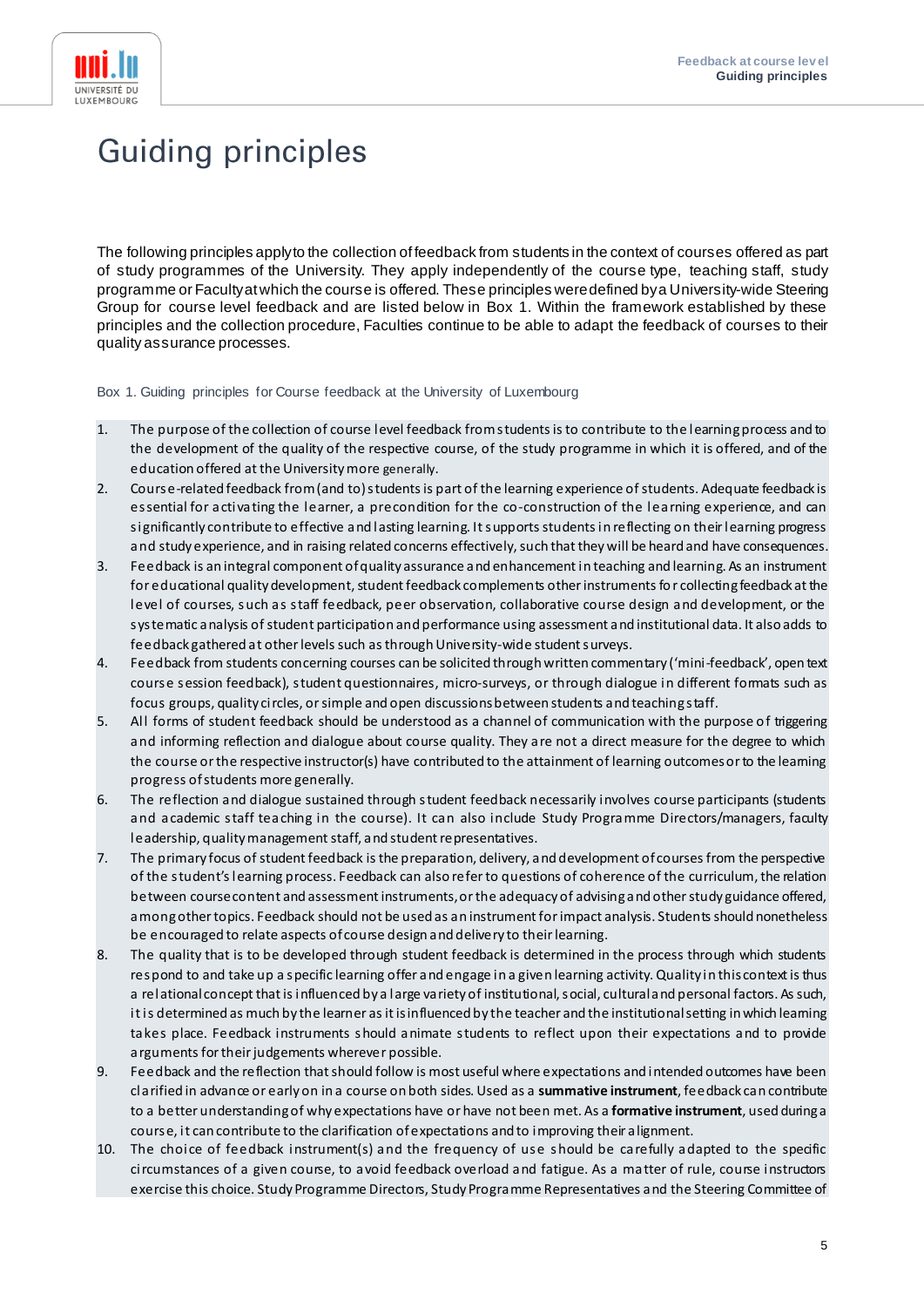# Guiding principles

The following principles apply to the collection of feedback from students in the context of courses offered as part of study programmes of the University. They apply independently of the course type, teaching staff, study programme or Faculty at which the course is offered. These principles were defined by a University-wide Steering Group for course level feedback and are listed below in Box 1. Within the framework established by these principles and the collection procedure, Faculties continue to be able to adapt the feedback of courses to their quality assurance processes.

Box 1. Guiding principles for Course feedback at the University of Luxembourg

1. The purpose of the collection of course level feedback from students is to contribute to the learning process and to the development of the quality of the respective course, of the study programme in which it is offered, and of the education offered at the University more generally.
2. Course-related feedback from (and to) students is part of the learning experience of students. Adequate feedback is essential for activating the learner, a precondition for the co-construction of the learning experience, and can significantly contribute to effective and lasting learning. It supports students in reflecting on their learning progress and study experience, and in raising related concerns effectively, such that they will be heard and have consequences.
3. Feedback is an integral component of quality assurance and enhancement in teaching and learning. As an instrument for educational quality development, student feedback complements other instruments for collecting feedback at the level of courses, such as staff feedback, peer observation, collaborative course design and development, or the systematic analysis of student participation and performance using assessment and institutional data. It also adds to feedback gathered at other levels such as through University-wide student surveys.
4. Feedback from students concerning courses can be solicited through written commentary ('mini-feedback', open text course session feedback), student questionnaires, micro-surveys, or through dialogue in different formats such as focus groups, quality circles, or simple and open discussions between students and teaching staff.
5. All forms of student feedback should be understood as a channel of communication with the purpose of triggering and informing reflection and dialogue about course quality. They are not a direct measure for the degree to which the course or the respective instructor(s) have contributed to the attainment of learning outcomes or to the learning progress of students more generally.
6. The reflection and dialogue sustained through student feedback necessarily involves course participants (students and academic staff teaching in the course). It can also include Study Programme Directors/managers, faculty leadership, quality management staff, and student representatives.
7. The primary focus of student feedback is the preparation, delivery, and development of courses from the perspective of the student's learning process. Feedback can also refer to questions of coherence of the curriculum, the relation between course content and assessment instruments, or the adequacy of advising and other study guidance offered, among other topics. Feedback should not be used as an instrument for impact analysis. Students should nonetheless be encouraged to relate aspects of course design and delivery to their learning.
8. The quality that is to be developed through student feedback is determined in the process through which students respond to and take up a specific learning offer and engage in a given learning activity. Quality in this context is thus a relational concept that is influenced by a large variety of institutional, social, cultural and personal factors. As such, it is determined as much by the learner as it is influenced by the teacher and the institutional setting in which learning takes place. Feedback instruments should animate students to reflect upon their expectations and to provide arguments for their judgements wherever possible.
9. Feedback and the reflection that should follow is most useful where expectations and intended outcomes have been clarified in advance or early on in a course on both sides. Used as a **summative instrument**, feedback can contribute to a better understanding of why expectations have or have not been met. As a **formative instrument**, used during a course, it can contribute to the clarification of expectations and to improving their alignment.
10. The choice of feedback instrument(s) and the frequency of use should be carefully adapted to the specific circumstances of a given course, to avoid feedback overload and fatigue. As a matter of rule, course instructors exercise this choice. Study Programme Directors, Study Programme Representatives and the Steering Committee of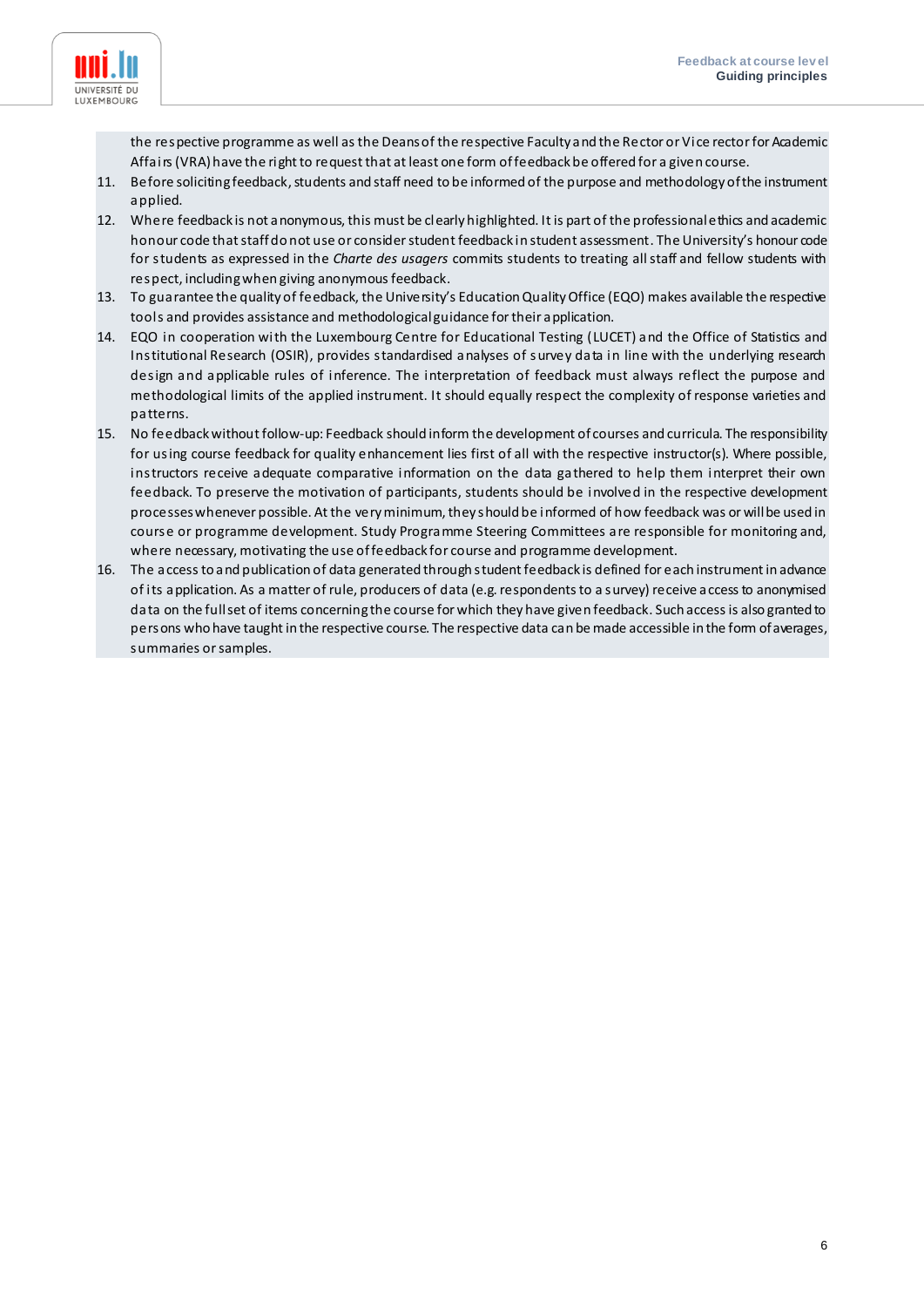the respective programme as well as the Deans of the respective Faculty and the Rector or Vice rector for Academic Affairs (VRA) have the right to request that at least one form of feedback be offered for a given course.

11. Before soliciting feedback, students and staff need to be informed of the purpose and methodology of the instrument applied.
12. Where feedback is not anonymous, this must be clearly highlighted. It is part of the professional ethics and academic honour code that staff do not use or consider student feedback in student assessment. The University's honour code for students as expressed in the *Charte des usagers* commits students to treating all staff and fellow students with respect, including when giving anonymous feedback.
13. To guarantee the quality of feedback, the University's Education Quality Office (EQO) makes available the respective tools and provides assistance and methodological guidance for their application.
14. EQO in cooperation with the Luxembourg Centre for Educational Testing (LUCET) and the Office of Statistics and Institutional Research (OSIR), provides standardised analyses of survey data in line with the underlying research design and applicable rules of inference. The interpretation of feedback must always reflect the purpose and methodological limits of the applied instrument. It should equally respect the complexity of response varieties and patterns.
15. No feedback without follow-up: Feedback should inform the development of courses and curricula. The responsibility for using course feedback for quality enhancement lies first of all with the respective instructor(s). Where possible, instructors receive adequate comparative information on the data gathered to help them interpret their own feedback. To preserve the motivation of participants, students should be involved in the respective development processes whenever possible. At the very minimum, they should be informed of how feedback was or will be used in course or programme development. Study Programme Steering Committees are responsible for monitoring and, where necessary, motivating the use of feedback for course and programme development.
16. The access to and publication of data generated through student feedback is defined for each instrument in advance of its application. As a matter of rule, producers of data (e.g. respondents to a survey) receive access to anonymised data on the full set of items concerning the course for which they have given feedback. Such access is also granted to persons who have taught in the respective course. The respective data can be made accessible in the form of averages, summaries or samples.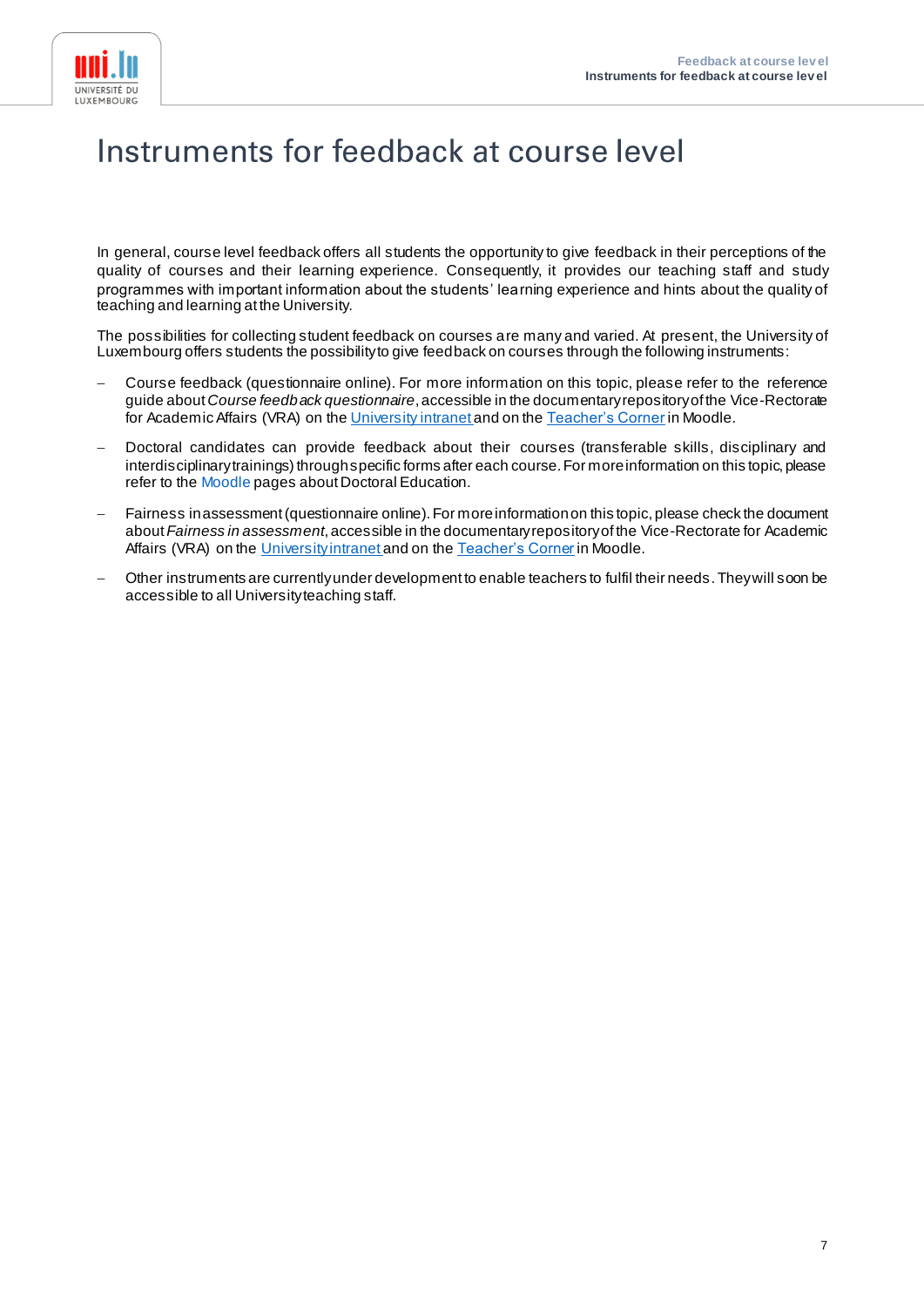# Instruments for feedback at course level

In general, course level feedback offers all students the opportunity to give feedback in their perceptions of the quality of courses and their learning experience. Consequently, it provides our teaching staff and study programmes with important information about the students' learning experience and hints about the quality of teaching and learning at the University.

The possibilities for collecting student feedback on courses are many and varied. At present, the University of Luxembourg offers students the possibility to give feedback on courses through the following instruments:

- Course feedback (questionnaire online). For more information on this topic, please refer to the reference guide about *Course feedback questionnaire*, accessible in the documentary repository of the Vice-Rectorate for Academic Affairs (VRA) on the [University intranet]() and on the [Teacher's Corner]() in Moodle.
- Doctoral candidates can provide feedback about their courses (transferable skills, disciplinary and interdisciplinary trainings) through specific forms after each course. For more information on this topic, please refer to the Moodle pages about Doctoral Education.
- Fairness in assessment (questionnaire online). For more information on this topic, please check the document about *Fairness in assessment*, accessible in the documentary repository of the Vice-Rectorate for Academic Affairs (VRA) on the [University intranet]() and on the [Teacher's Corner]() in Moodle.
- Other instruments are currently under development to enable teachers to fulfil their needs. They will soon be accessible to all University teaching staff.